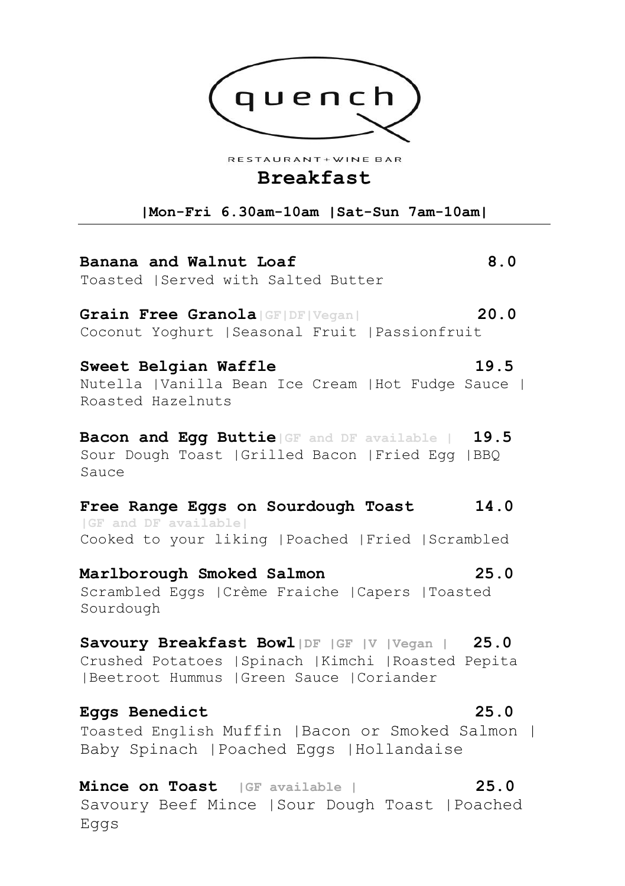quench

RESTAURANT + WINE BAR

# Breakfast

**|Mon-Fri 6.30am-10am |Sat-Sun 7am-10am|**

---

**Banana and Walnut Loaf** **8.0**
Toasted |Served with Salted Butter

**Grain Free Granola**|GF|DF|Vegan| **20.0**
Coconut Yoghurt |Seasonal Fruit |Passionfruit

**Sweet Belgian Waffle** **19.5**
Nutella |Vanilla Bean Ice Cream |Hot Fudge Sauce | Roasted Hazelnuts

**Bacon and Egg Buttie**|GF and DF available | **19.5**
Sour Dough Toast |Grilled Bacon |Fried Egg |BBQ Sauce

**Free Range Eggs on Sourdough Toast** **14.0**
|GF and DF available|
Cooked to your liking |Poached |Fried |Scrambled

**Marlborough Smoked Salmon** **25.0**
Scrambled Eggs |Crème Fraiche |Capers |Toasted Sourdough

**Savoury Breakfast Bowl**|DF |GF |V |Vegan | **25.0**
Crushed Potatoes |Spinach |Kimchi |Roasted Pepita |Beetroot Hummus |Green Sauce |Coriander

**Eggs Benedict** **25.0**
Toasted English Muffin |Bacon or Smoked Salmon | Baby Spinach |Poached Eggs |Hollandaise

**Mince on Toast** |GF available | **25.0**
Savoury Beef Mince |Sour Dough Toast |Poached Eggs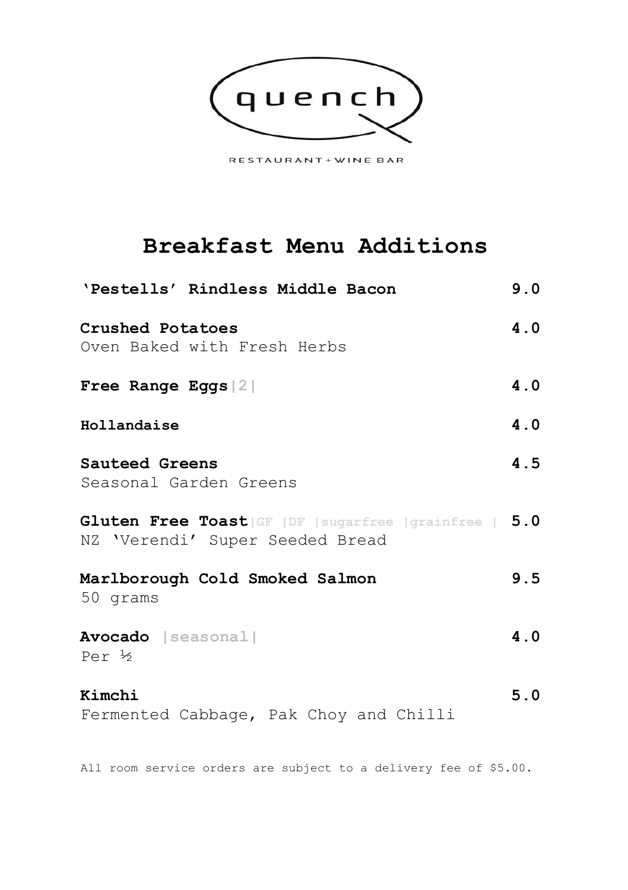quench

RESTAURANT + WINE BAR

# Breakfast Menu Additions

**'Pestells' Rindless Middle Bacon** 9.0

**Crushed Potatoes** 4.0
Oven Baked with Fresh Herbs

**Free Range Eggs**|2| 4.0

**Hollandaise** 4.0

**Sauteed Greens** 4.5
Seasonal Garden Greens

**Gluten Free Toast**|GF |DF |sugarfree |grainfree | 5.0
NZ **'**Verendi' Super Seeded Bread

**Marlborough Cold Smoked Salmon** 9.5
50 grams

**Avocado** |seasonal| 4.0
Per ½

**Kimchi** 5.0
Fermented Cabbage, Pak Choy and Chilli

All room service orders are subject to a delivery fee of $5.00.